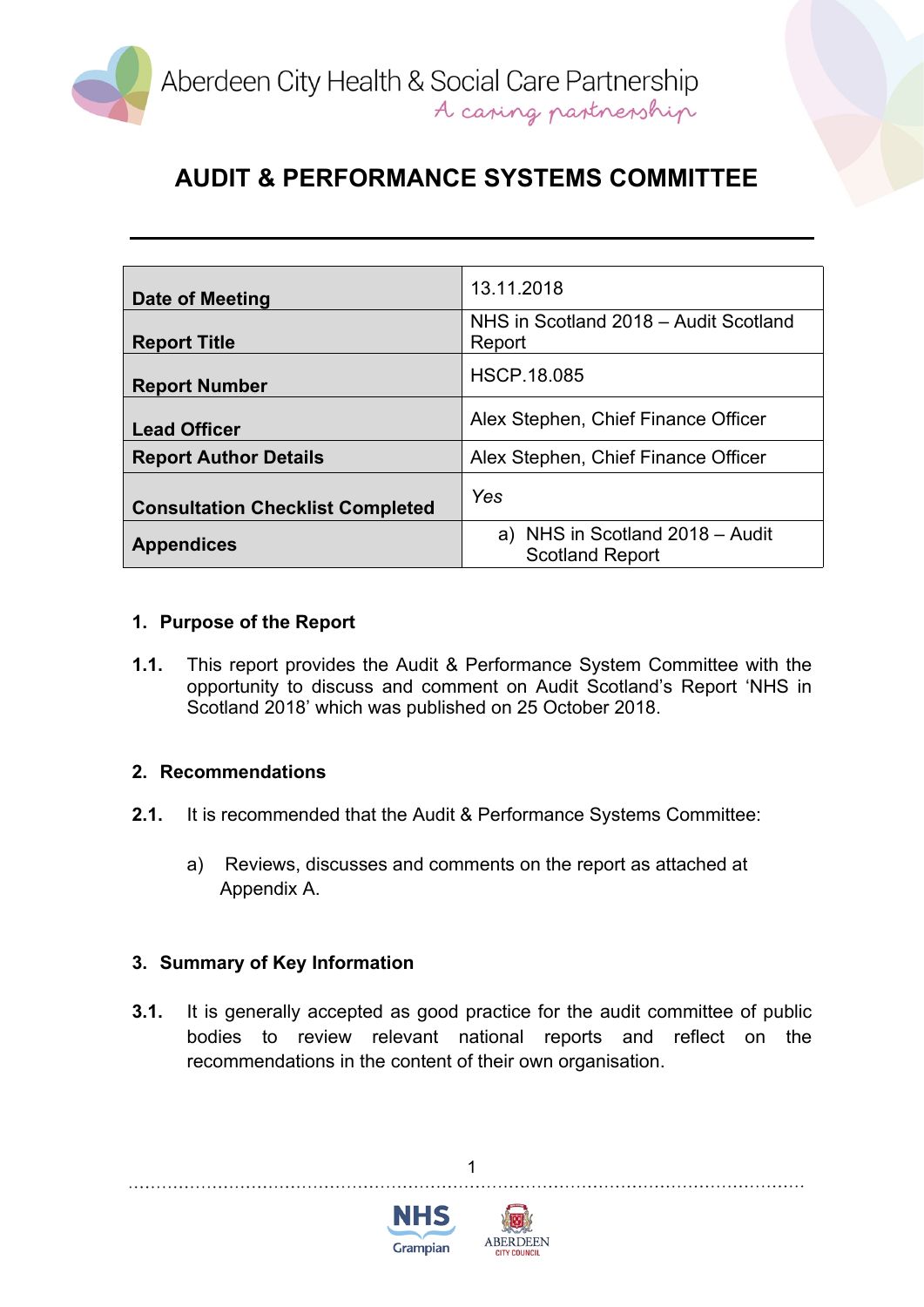Aberdeen City Health & Social Care Partnership

*A caring partnership*

# AUDIT & PERFORMANCE SYSTEMS COMMITTEE

| | |
|---|---|
| **Date of Meeting** | 13.11.2018 |
| **Report Title** | NHS in Scotland 2018 – Audit Scotland Report |
| **Report Number** | HSCP.18.085 |
| **Lead Officer** | Alex Stephen, Chief Finance Officer |
| **Report Author Details** | Alex Stephen, Chief Finance Officer |
| **Consultation Checklist Completed** | *Yes* |
| **Appendices** | a) NHS in Scotland 2018 – Audit Scotland Report |

## 1. Purpose of the Report

**1.1.** This report provides the Audit & Performance System Committee with the opportunity to discuss and comment on Audit Scotland's Report 'NHS in Scotland 2018' which was published on 25 October 2018.

## 2. Recommendations

**2.1.** It is recommended that the Audit & Performance Systems Committee:

a) Reviews, discusses and comments on the report as attached at Appendix A.

## 3. Summary of Key Information

**3.1.** It is generally accepted as good practice for the audit committee of public bodies to review relevant national reports and reflect on the recommendations in the content of their own organisation.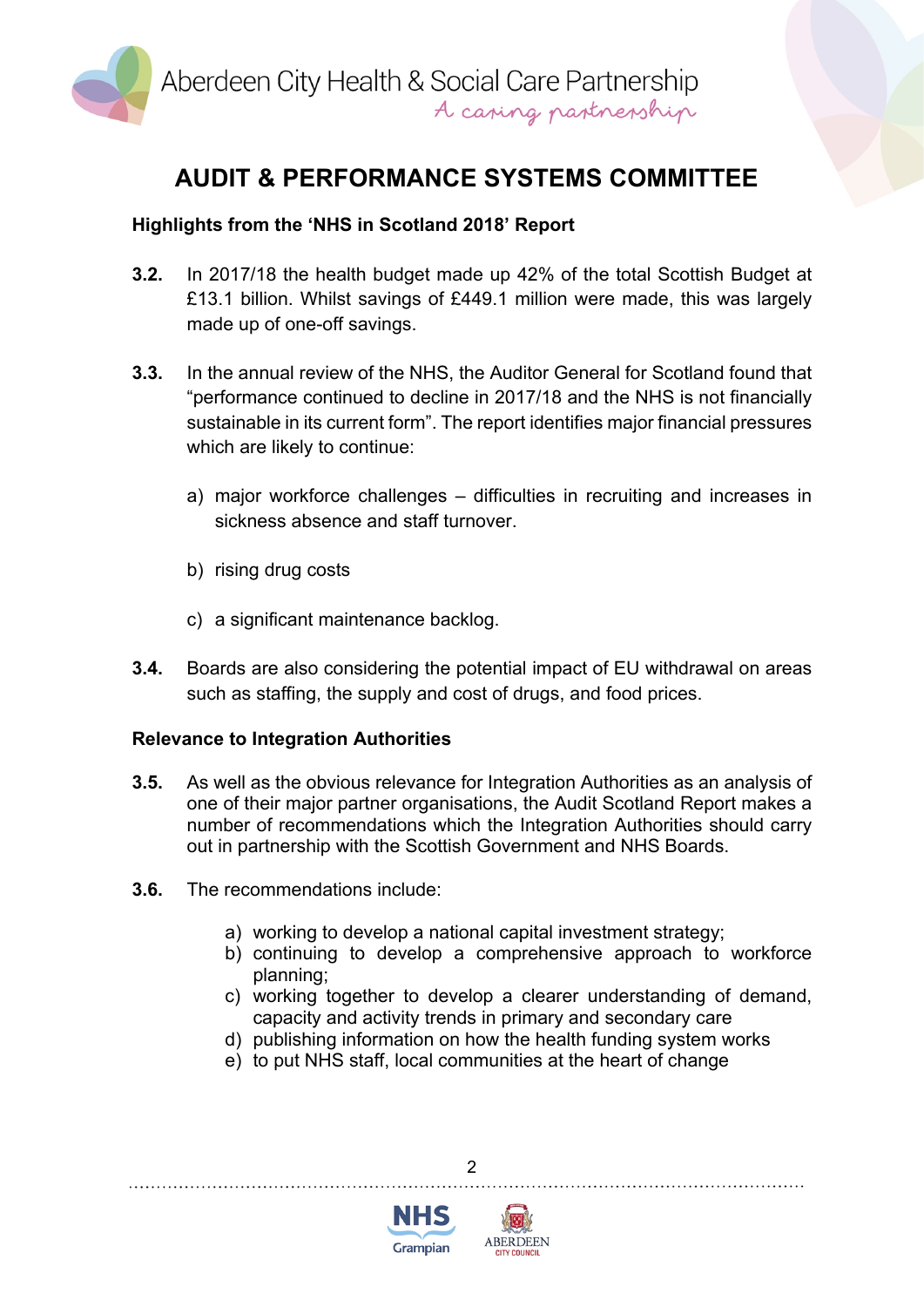## AUDIT & PERFORMANCE SYSTEMS COMMITTEE

**Highlights from the 'NHS in Scotland 2018' Report**

**3.2.** In 2017/18 the health budget made up 42% of the total Scottish Budget at £13.1 billion. Whilst savings of £449.1 million were made, this was largely made up of one-off savings.

**3.3.** In the annual review of the NHS, the Auditor General for Scotland found that "performance continued to decline in 2017/18 and the NHS is not financially sustainable in its current form". The report identifies major financial pressures which are likely to continue:

a) major workforce challenges – difficulties in recruiting and increases in sickness absence and staff turnover.

b) rising drug costs

c) a significant maintenance backlog.

**3.4.** Boards are also considering the potential impact of EU withdrawal on areas such as staffing, the supply and cost of drugs, and food prices.

**Relevance to Integration Authorities**

**3.5.** As well as the obvious relevance for Integration Authorities as an analysis of one of their major partner organisations, the Audit Scotland Report makes a number of recommendations which the Integration Authorities should carry out in partnership with the Scottish Government and NHS Boards.

**3.6.** The recommendations include:

a) working to develop a national capital investment strategy;
b) continuing to develop a comprehensive approach to workforce planning;
c) working together to develop a clearer understanding of demand, capacity and activity trends in primary and secondary care
d) publishing information on how the health funding system works
e) to put NHS staff, local communities at the heart of change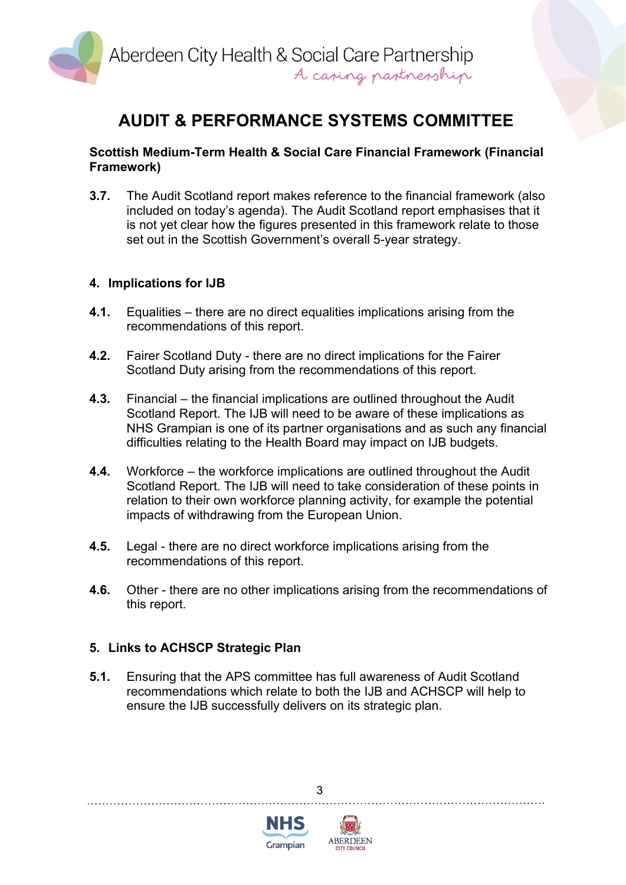## AUDIT & PERFORMANCE SYSTEMS COMMITTEE

**Scottish Medium-Term Health & Social Care Financial Framework (Financial Framework)**

**3.7.** The Audit Scotland report makes reference to the financial framework (also included on today's agenda). The Audit Scotland report emphasises that it is not yet clear how the figures presented in this framework relate to those set out in the Scottish Government's overall 5-year strategy.

### 4. Implications for IJB

**4.1.** Equalities – there are no direct equalities implications arising from the recommendations of this report.

**4.2.** Fairer Scotland Duty - there are no direct implications for the Fairer Scotland Duty arising from the recommendations of this report.

**4.3.** Financial – the financial implications are outlined throughout the Audit Scotland Report. The IJB will need to be aware of these implications as NHS Grampian is one of its partner organisations and as such any financial difficulties relating to the Health Board may impact on IJB budgets.

**4.4.** Workforce – the workforce implications are outlined throughout the Audit Scotland Report. The IJB will need to take consideration of these points in relation to their own workforce planning activity, for example the potential impacts of withdrawing from the European Union.

**4.5.** Legal - there are no direct workforce implications arising from the recommendations of this report.

**4.6.** Other - there are no other implications arising from the recommendations of this report.

### 5. Links to ACHSCP Strategic Plan

**5.1.** Ensuring that the APS committee has full awareness of Audit Scotland recommendations which relate to both the IJB and ACHSCP will help to ensure the IJB successfully delivers on its strategic plan.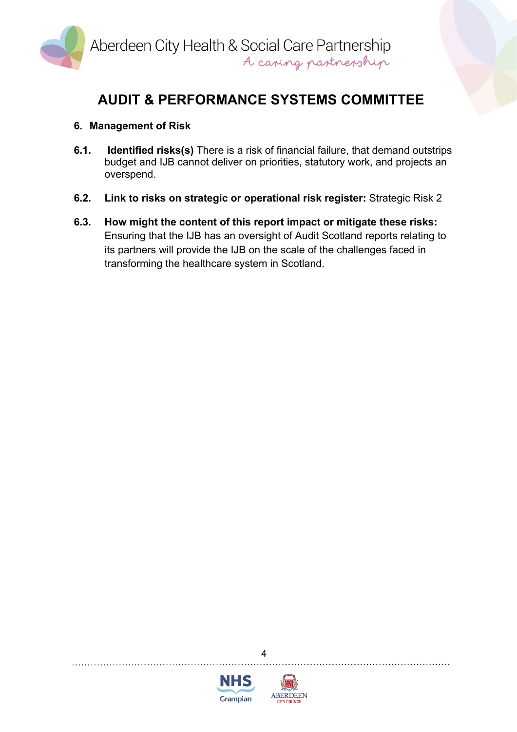## 6. Management of Risk

**6.1. Identified risks(s)** There is a risk of financial failure, that demand outstrips budget and IJB cannot deliver on priorities, statutory work, and projects an overspend.

**6.2. Link to risks on strategic or operational risk register:** Strategic Risk 2

**6.3. How might the content of this report impact or mitigate these risks:** Ensuring that the IJB has an oversight of Audit Scotland reports relating to its partners will provide the IJB on the scale of the challenges faced in transforming the healthcare system in Scotland.